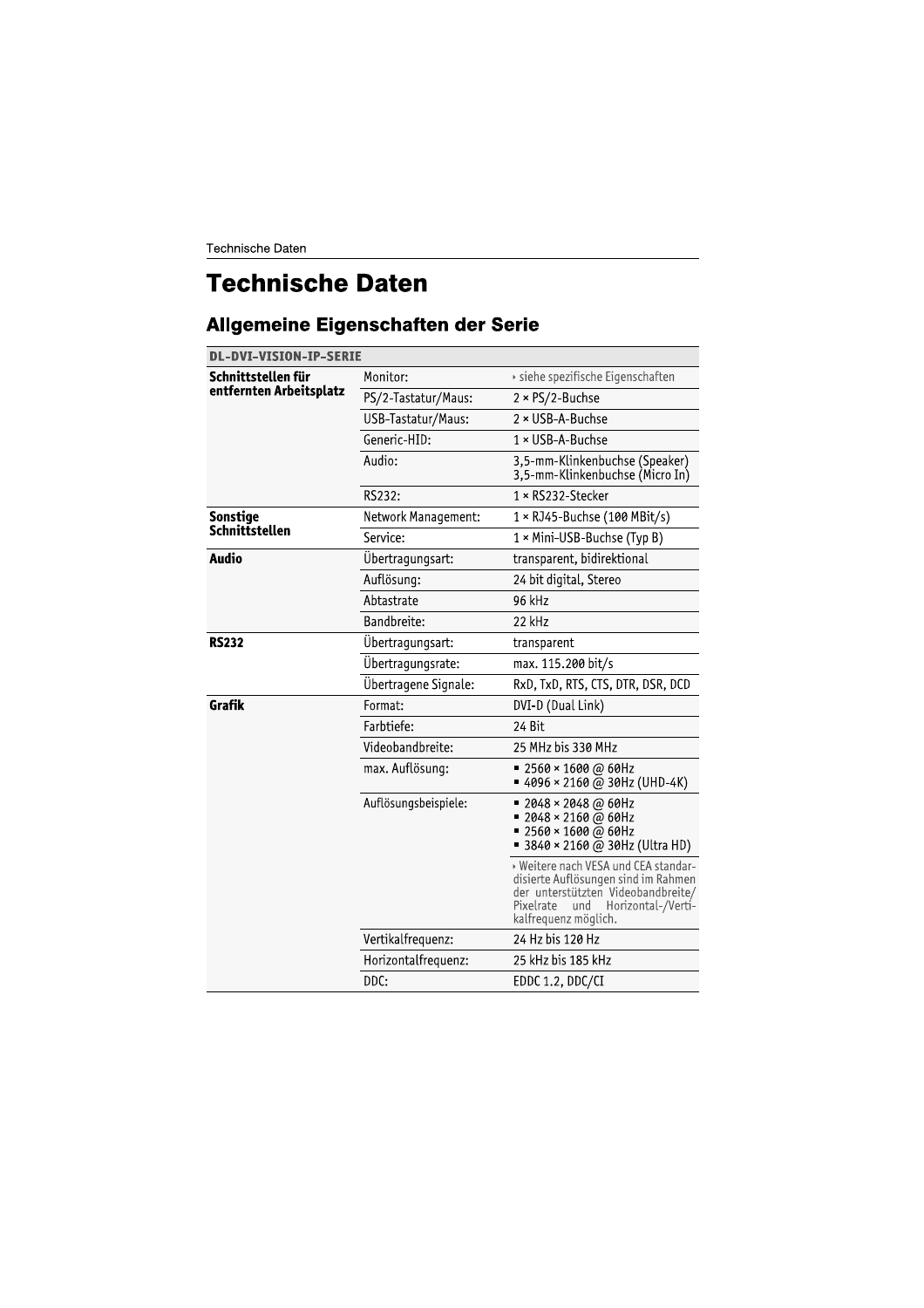# Technische Daten

## Allgemeine Eigenschaften der Serie

| **DL-DVI-VISION-IP-SERIE** | | |
|---|---|---|
| **Schnittstellen für entfernten Arbeitsplatz** | Monitor: | ‣ siehe spezifische Eigenschaften |
| | PS/2-Tastatur/Maus: | 2 × PS/2-Buchse |
| | USB-Tastatur/Maus: | 2 × USB-A-Buchse |
| | Generic-HID: | 1 × USB-A-Buchse |
| | Audio: | 3,5-mm-Klinkenbuchse (Speaker)<br>3,5-mm-Klinkenbuchse (Micro In) |
| | RS232: | 1 × RS232-Stecker |
| **Sonstige Schnittstellen** | Network Management: | 1 × RJ45-Buchse (100 MBit/s) |
| | Service: | 1 × Mini-USB-Buchse (Typ B) |
| **Audio** | Übertragungsart: | transparent, bidirektional |
| | Auflösung: | 24 bit digital, Stereo |
| | Abtastrate | 96 kHz |
| | Bandbreite: | 22 kHz |
| **RS232** | Übertragungsart: | transparent |
| | Übertragungsrate: | max. 115.200 bit/s |
| | Übertragene Signale: | RxD, TxD, RTS, CTS, DTR, DSR, DCD |
| **Grafik** | Format: | DVI-D (Dual Link) |
| | Farbtiefe: | 24 Bit |
| | Videobandbreite: | 25 MHz bis 330 MHz |
| | max. Auflösung: | ▪ 2560 × 1600 @ 60Hz<br>▪ 4096 × 2160 @ 30Hz (UHD-4K) |
| | Auflösungsbeispiele: | ▪ 2048 × 2048 @ 60Hz<br>▪ 2048 × 2160 @ 60Hz<br>▪ 2560 × 1600 @ 60Hz<br>▪ 3840 × 2160 @ 30Hz (Ultra HD) |
| | | ‣ Weitere nach VESA und CEA standardisierte Auflösungen sind im Rahmen der unterstützten Videobandbreite/ Pixelrate und Horizontal-/Vertikalfrequenz möglich. |
| | Vertikalfrequenz: | 24 Hz bis 120 Hz |
| | Horizontalfrequenz: | 25 kHz bis 185 kHz |
| | DDC: | EDDC 1.2, DDC/CI |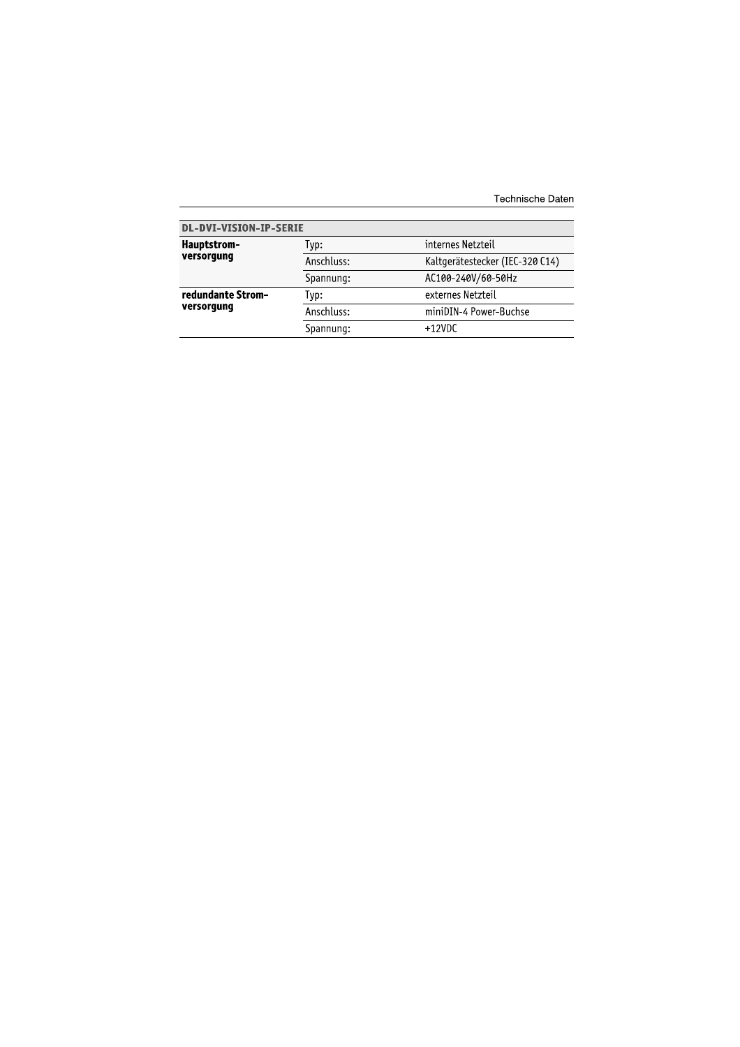| DL-DVI-VISION-IP-SERIE | | |
|---|---|---|
| **Hauptstrom-versorgung** | Typ: | internes Netzteil |
| | Anschluss: | Kaltgerätestecker (IEC-320 C14) |
| | Spannung: | AC100-240V/60-50Hz |
| **redundante Strom-versorgung** | Typ: | externes Netzteil |
| | Anschluss: | miniDIN-4 Power-Buchse |
| | Spannung: | +12VDC |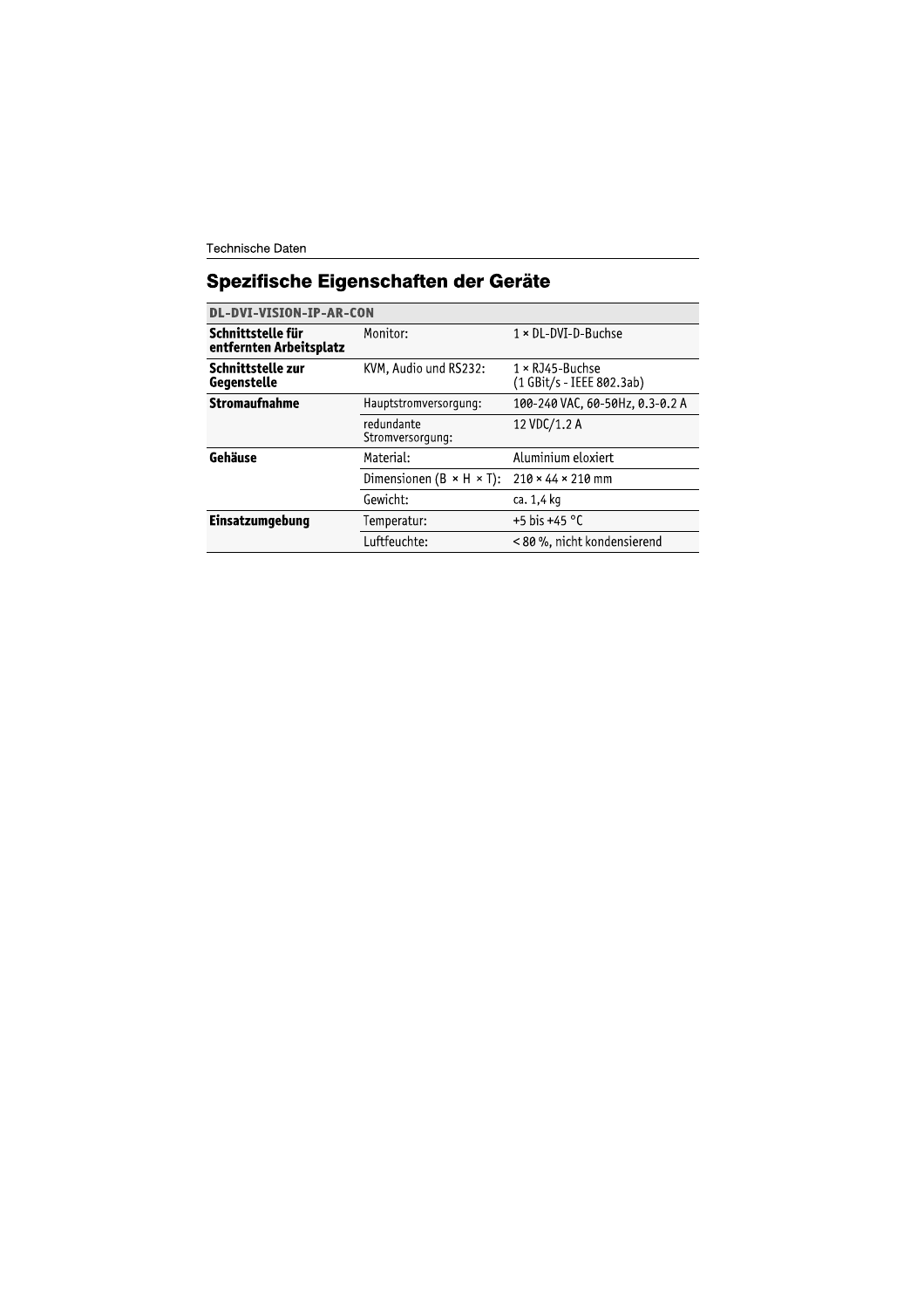## Spezifische Eigenschaften der Geräte

| DL-DVI-VISION-IP-AR-CON | | |
|---|---|---|
| **Schnittstelle für entfernten Arbeitsplatz** | Monitor: | 1 × DL-DVI-D-Buchse |
| **Schnittstelle zur Gegenstelle** | KVM, Audio und RS232: | 1 × RJ45-Buchse (1 GBit/s - IEEE 802.3ab) |
| **Stromaufnahme** | Hauptstromversorgung: | 100-240 VAC, 60-50Hz, 0.3-0.2 A |
| | redundante Stromversorgung: | 12 VDC/1.2 A |
| **Gehäuse** | Material: | Aluminium eloxiert |
| | Dimensionen (B × H × T): | 210 × 44 × 210 mm |
| | Gewicht: | ca. 1,4 kg |
| **Einsatzumgebung** | Temperatur: | +5 bis +45 °C |
| | Luftfeuchte: | < 80 %, nicht kondensierend |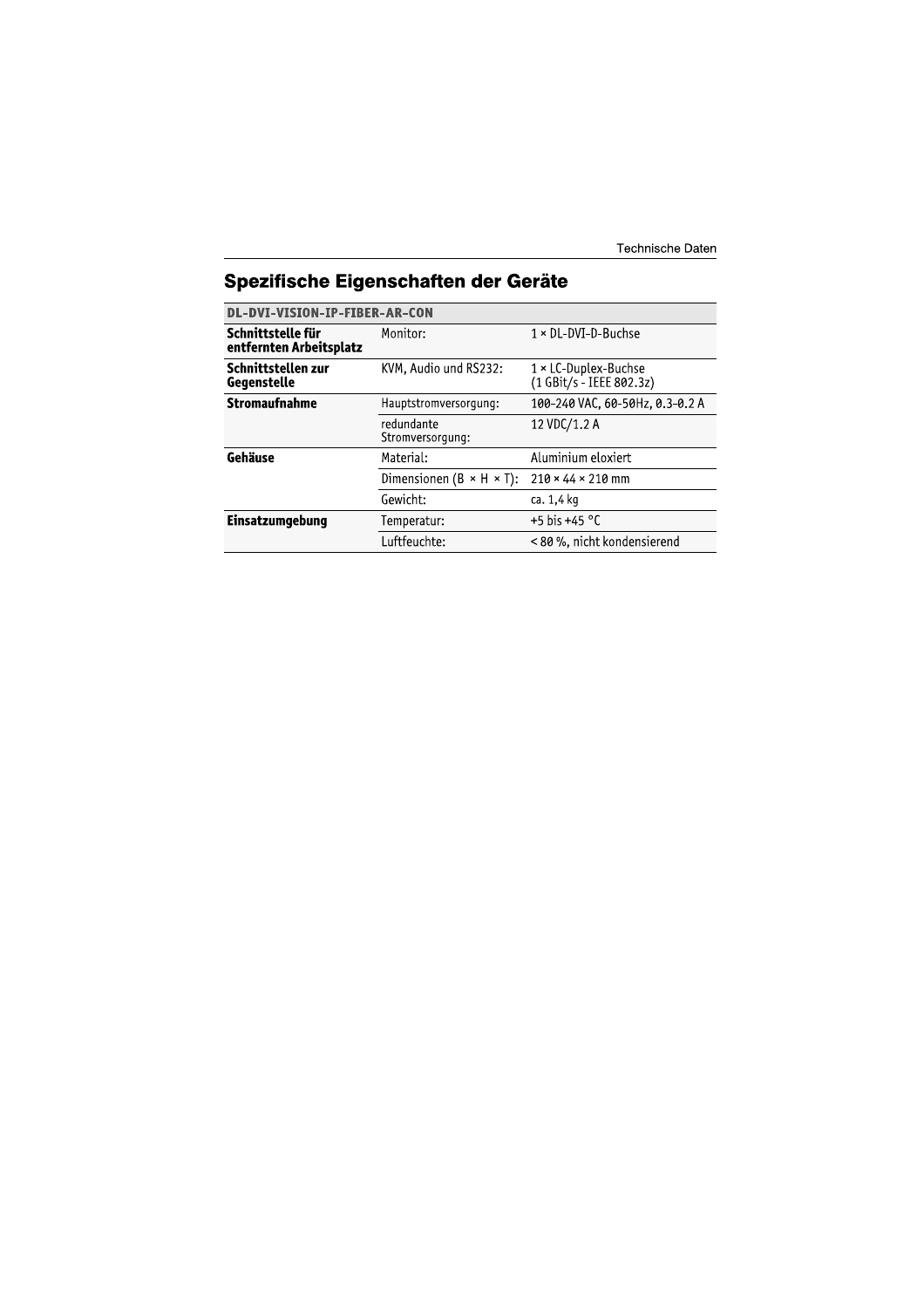## Spezifische Eigenschaften der Geräte

| DL-DVI-VISION-IP-FIBER-AR-CON | | |
|---|---|---|
| **Schnittstelle für entfernten Arbeitsplatz** | Monitor: | 1 × DL-DVI-D-Buchse |
| **Schnittstellen zur Gegenstelle** | KVM, Audio und RS232: | 1 × LC-Duplex-Buchse (1 GBit/s - IEEE 802.3z) |
| **Stromaufnahme** | Hauptstromversorgung: | 100-240 VAC, 60-50Hz, 0.3-0.2 A |
| | redundante Stromversorgung: | 12 VDC/1.2 A |
| **Gehäuse** | Material: | Aluminium eloxiert |
| | Dimensionen (B × H × T): | 210 × 44 × 210 mm |
| | Gewicht: | ca. 1,4 kg |
| **Einsatzumgebung** | Temperatur: | +5 bis +45 °C |
| | Luftfeuchte: | < 80 %, nicht kondensierend |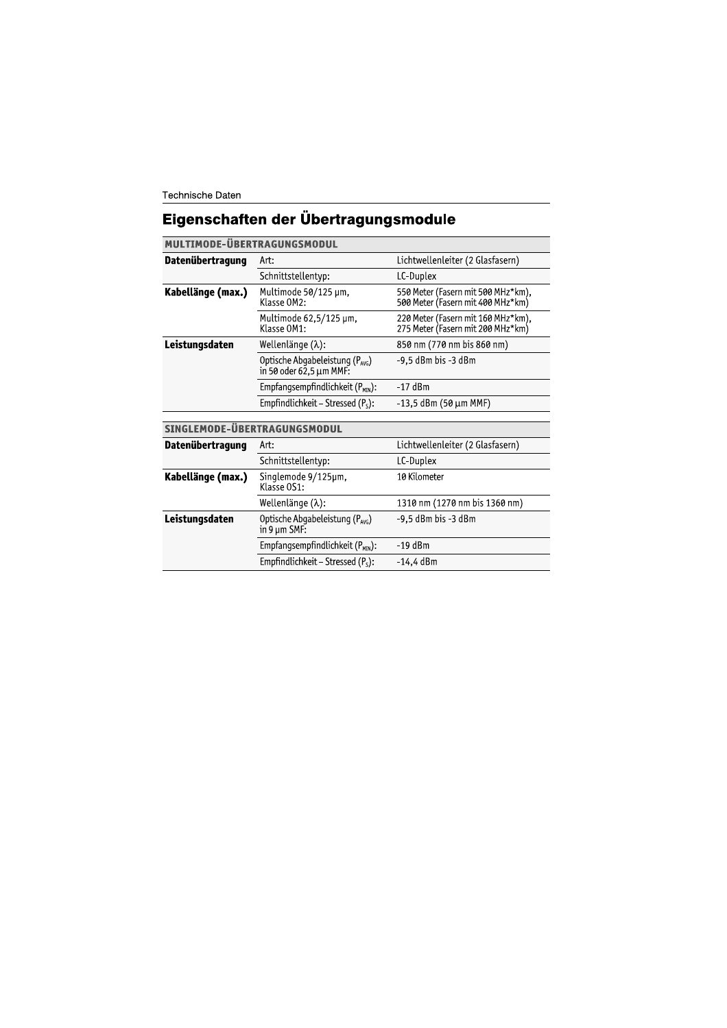Technische Daten

# Eigenschaften der Übertragungsmodule

| MULTIMODE-ÜBERTRAGUNGSMODUL | | |
|---|---|---|
| **Datenübertragung** | Art: | Lichtwellenleiter (2 Glasfasern) |
| | Schnittstellentyp: | LC-Duplex |
| **Kabellänge (max.)** | Multimode 50/125 µm, Klasse OM2: | 550 Meter (Fasern mit 500 MHz*km), 500 Meter (Fasern mit 400 MHz*km) |
| | Multimode 62,5/125 µm, Klasse OM1: | 220 Meter (Fasern mit 160 MHz*km), 275 Meter (Fasern mit 200 MHz*km) |
| **Leistungsdaten** | Wellenlänge (λ): | 850 nm (770 nm bis 860 nm) |
| | Optische Abgabeleistung ($P_{AVG}$) in 50 oder 62,5 µm MMF: | -9,5 dBm bis -3 dBm |
| | Empfangsempfindlichkeit ($P_{MIN}$): | -17 dBm |
| | Empfindlichkeit – Stressed ($P_S$): | -13,5 dBm (50 µm MMF) |

| SINGLEMODE-ÜBERTRAGUNGSMODUL | | |
|---|---|---|
| **Datenübertragung** | Art: | Lichtwellenleiter (2 Glasfasern) |
| | Schnittstellentyp: | LC-Duplex |
| **Kabellänge (max.)** | Singlemode 9/125µm, Klasse OS1: | 10 Kilometer |
| | Wellenlänge (λ): | 1310 nm (1270 nm bis 1360 nm) |
| **Leistungsdaten** | Optische Abgabeleistung ($P_{AVG}$) in 9 µm SMF: | -9,5 dBm bis -3 dBm |
| | Empfangsempfindlichkeit ($P_{MIN}$): | -19 dBm |
| | Empfindlichkeit – Stressed ($P_S$): | -14,4 dBm |